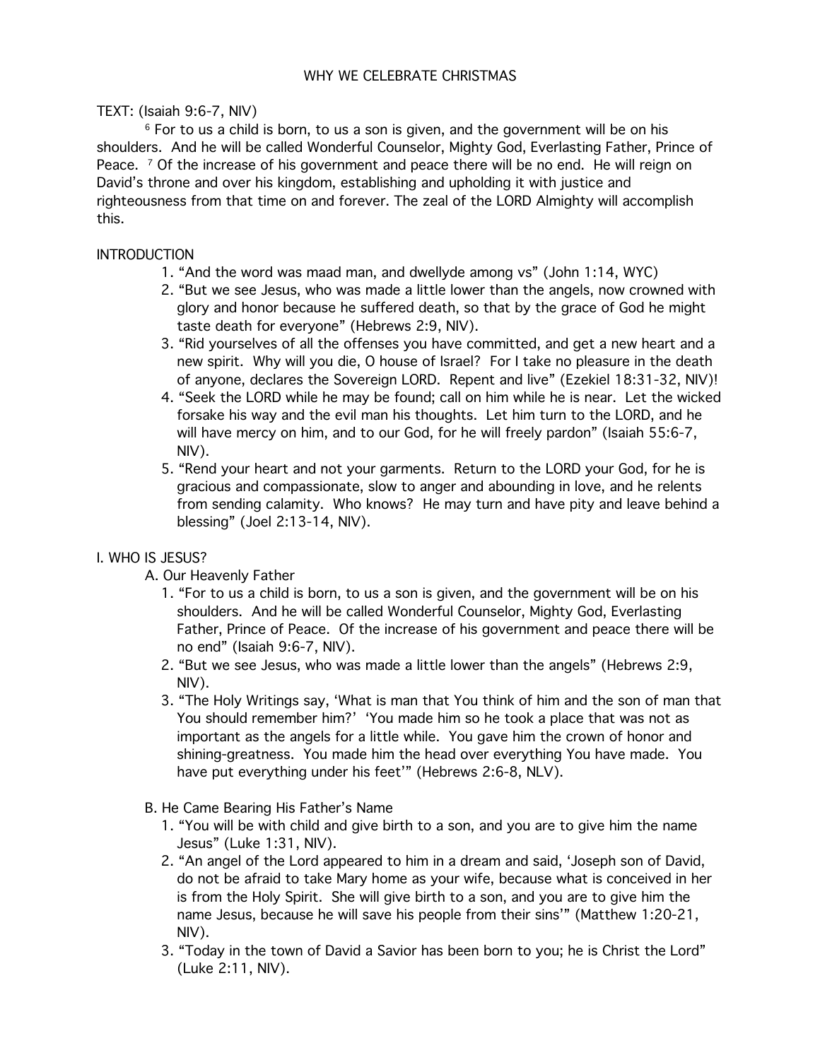# WHY WE CELEBRATE CHRISTMAS

TEXT: (Isaiah 9:6-7, NIV)

[6] For to us a child is born, to us a son is given, and the government will be on his shoulders. And he will be called Wonderful Counselor, Mighty God, Everlasting Father, Prince of Peace. [7] Of the increase of his government and peace there will be no end. He will reign on David's throne and over his kingdom, establishing and upholding it with justice and righteousness from that time on and forever. The zeal of the LORD Almighty will accomplish this.

## INTRODUCTION

1. "And the word was maad man, and dwellyde among vs" (John 1:14, WYC)
2. "But we see Jesus, who was made a little lower than the angels, now crowned with glory and honor because he suffered death, so that by the grace of God he might taste death for everyone" (Hebrews 2:9, NIV).
3. "Rid yourselves of all the offenses you have committed, and get a new heart and a new spirit. Why will you die, O house of Israel? For I take no pleasure in the death of anyone, declares the Sovereign LORD. Repent and live" (Ezekiel 18:31-32, NIV)!
4. "Seek the LORD while he may be found; call on him while he is near. Let the wicked forsake his way and the evil man his thoughts. Let him turn to the LORD, and he will have mercy on him, and to our God, for he will freely pardon" (Isaiah 55:6-7, NIV).
5. "Rend your heart and not your garments. Return to the LORD your God, for he is gracious and compassionate, slow to anger and abounding in love, and he relents from sending calamity. Who knows? He may turn and have pity and leave behind a blessing" (Joel 2:13-14, NIV).

## I. WHO IS JESUS?

### A. Our Heavenly Father

1. "For to us a child is born, to us a son is given, and the government will be on his shoulders. And he will be called Wonderful Counselor, Mighty God, Everlasting Father, Prince of Peace. Of the increase of his government and peace there will be no end" (Isaiah 9:6-7, NIV).
2. "But we see Jesus, who was made a little lower than the angels" (Hebrews 2:9, NIV).
3. "The Holy Writings say, 'What is man that You think of him and the son of man that You should remember him?' 'You made him so he took a place that was not as important as the angels for a little while. You gave him the crown of honor and shining-greatness. You made him the head over everything You have made. You have put everything under his feet'" (Hebrews 2:6-8, NLV).

### B. He Came Bearing His Father's Name

1. "You will be with child and give birth to a son, and you are to give him the name Jesus" (Luke 1:31, NIV).
2. "An angel of the Lord appeared to him in a dream and said, 'Joseph son of David, do not be afraid to take Mary home as your wife, because what is conceived in her is from the Holy Spirit. She will give birth to a son, and you are to give him the name Jesus, because he will save his people from their sins'" (Matthew 1:20-21, NIV).
3. "Today in the town of David a Savior has been born to you; he is Christ the Lord" (Luke 2:11, NIV).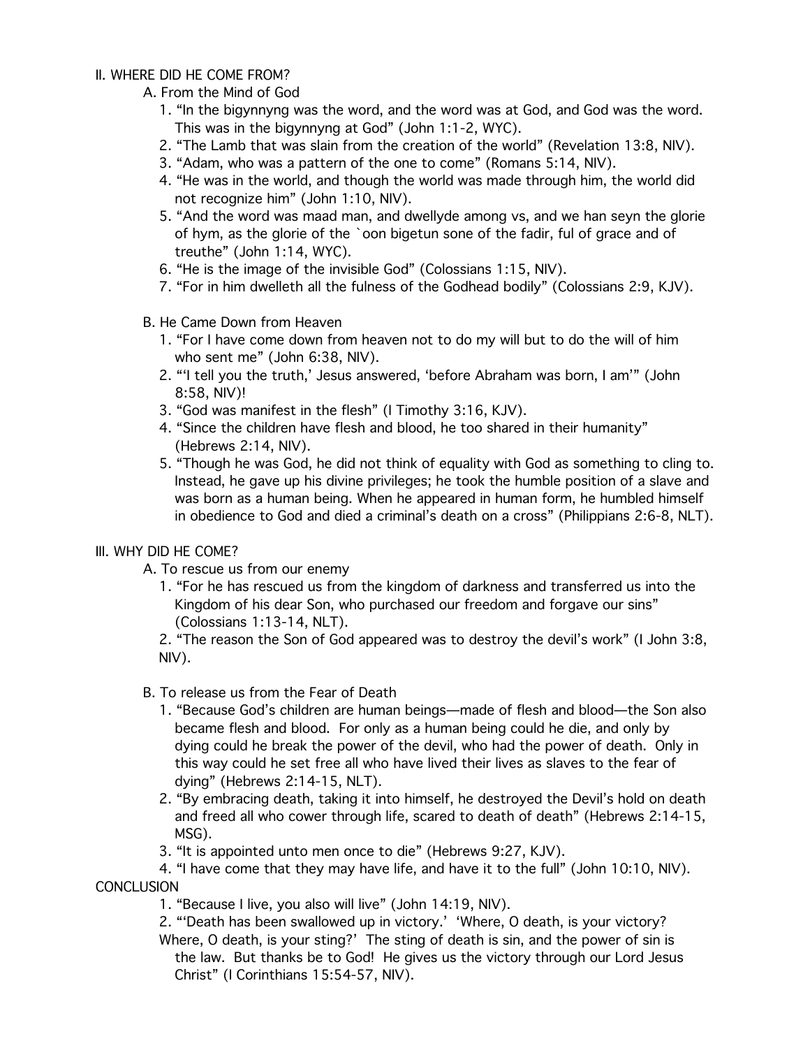## II. WHERE DID HE COME FROM?

### A. From the Mind of God

1. "In the bigynnyng was the word, and the word was at God, and God was the word. This was in the bigynnyng at God" (John 1:1-2, WYC).
2. "The Lamb that was slain from the creation of the world" (Revelation 13:8, NIV).
3. "Adam, who was a pattern of the one to come" (Romans 5:14, NIV).
4. "He was in the world, and though the world was made through him, the world did not recognize him" (John 1:10, NIV).
5. "And the word was maad man, and dwellyde among vs, and we han seyn the glorie of hym, as the glorie of the `oon bigetun sone of the fadir, ful of grace and of treuthe" (John 1:14, WYC).
6. "He is the image of the invisible God" (Colossians 1:15, NIV).
7. "For in him dwelleth all the fulness of the Godhead bodily" (Colossians 2:9, KJV).

### B. He Came Down from Heaven

1. "For I have come down from heaven not to do my will but to do the will of him who sent me" (John 6:38, NIV).
2. "'I tell you the truth,' Jesus answered, 'before Abraham was born, I am'" (John 8:58, NIV)!
3. "God was manifest in the flesh" (I Timothy 3:16, KJV).
4. "Since the children have flesh and blood, he too shared in their humanity" (Hebrews 2:14, NIV).
5. "Though he was God, he did not think of equality with God as something to cling to. Instead, he gave up his divine privileges; he took the humble position of a slave and was born as a human being. When he appeared in human form, he humbled himself in obedience to God and died a criminal's death on a cross" (Philippians 2:6-8, NLT).

## III. WHY DID HE COME?

### A. To rescue us from our enemy

1. "For he has rescued us from the kingdom of darkness and transferred us into the Kingdom of his dear Son, who purchased our freedom and forgave our sins" (Colossians 1:13-14, NLT).
2. "The reason the Son of God appeared was to destroy the devil's work" (I John 3:8, NIV).

### B. To release us from the Fear of Death

1. "Because God's children are human beings—made of flesh and blood—the Son also became flesh and blood. For only as a human being could he die, and only by dying could he break the power of the devil, who had the power of death. Only in this way could he set free all who have lived their lives as slaves to the fear of dying" (Hebrews 2:14-15, NLT).
2. "By embracing death, taking it into himself, he destroyed the Devil's hold on death and freed all who cower through life, scared to death of death" (Hebrews 2:14-15, MSG).
3. "It is appointed unto men once to die" (Hebrews 9:27, KJV).
4. "I have come that they may have life, and have it to the full" (John 10:10, NIV).

## CONCLUSION

1. "Because I live, you also will live" (John 14:19, NIV).
2. "'Death has been swallowed up in victory.' 'Where, O death, is your victory? Where, O death, is your sting?' The sting of death is sin, and the power of sin is the law. But thanks be to God! He gives us the victory through our Lord Jesus Christ" (I Corinthians 15:54-57, NIV).